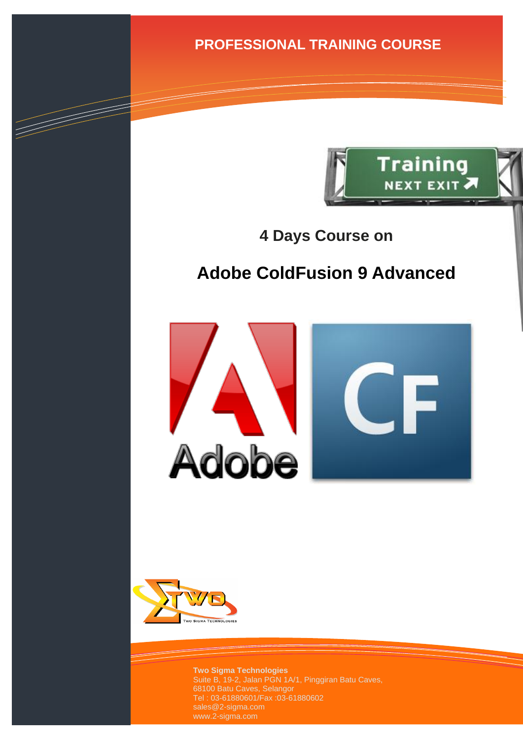PROFESSIONAL TRAINING COURSE

## 4 Days Course on

# Adobe ColdFusion 9 Advanced

**Two Sigma Technologies**
Suite B, 19-2, Jalan PGN 1A/1, Pinggiran Batu Caves,
68100 Batu Caves, Selangor
Tel : 03-61880601/Fax :03-61880602
sales@2-sigma.com
www.2-sigma.com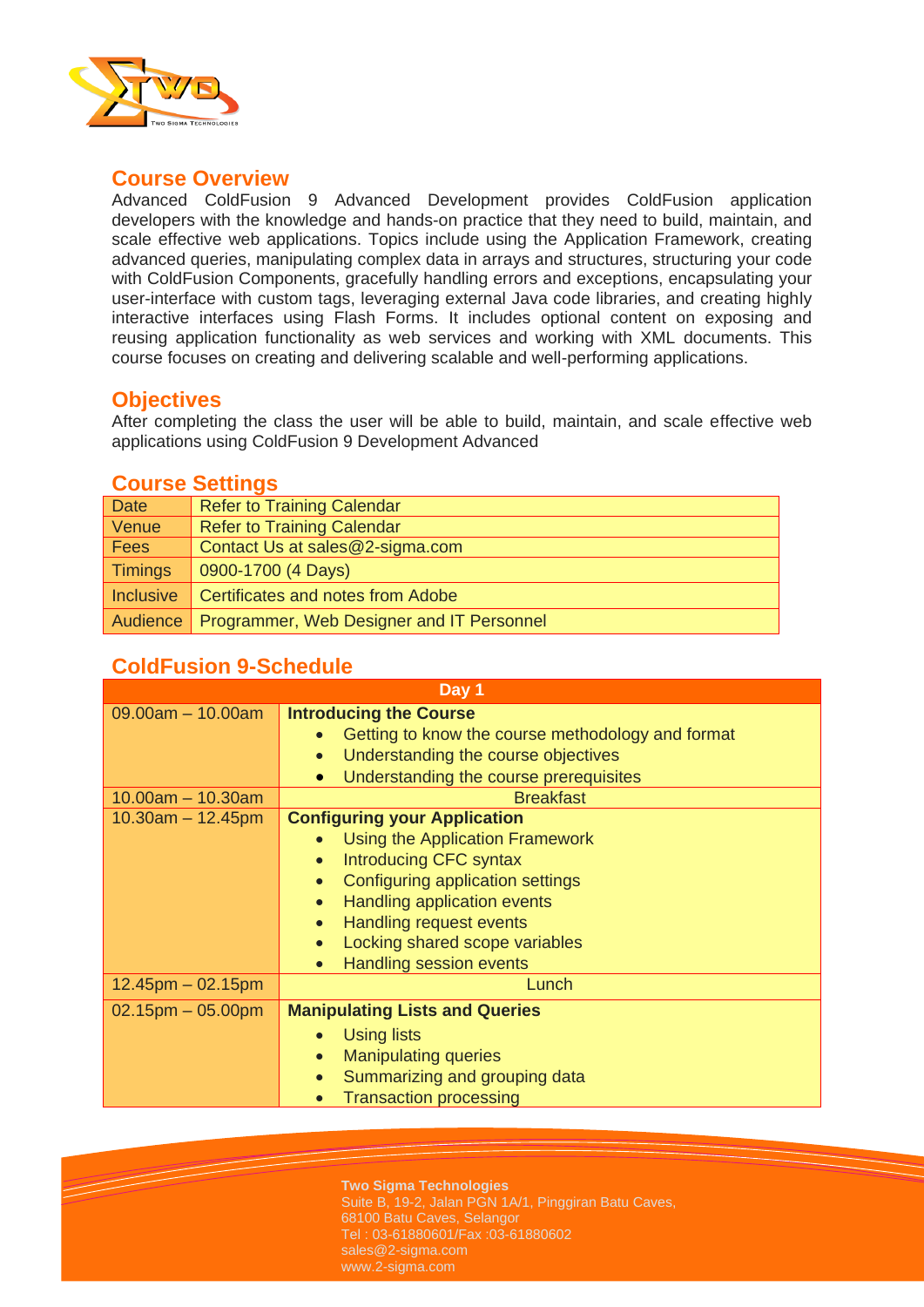## Course Overview

Advanced ColdFusion 9 Advanced Development provides ColdFusion application developers with the knowledge and hands-on practice that they need to build, maintain, and scale effective web applications. Topics include using the Application Framework, creating advanced queries, manipulating complex data in arrays and structures, structuring your code with ColdFusion Components, gracefully handling errors and exceptions, encapsulating your user-interface with custom tags, leveraging external Java code libraries, and creating highly interactive interfaces using Flash Forms. It includes optional content on exposing and reusing application functionality as web services and working with XML documents. This course focuses on creating and delivering scalable and well-performing applications.

## Objectives

After completing the class the user will be able to build, maintain, and scale effective web applications using ColdFusion 9 Development Advanced

## Course Settings

| | |
|---|---|
| Date | Refer to Training Calendar |
| Venue | Refer to Training Calendar |
| Fees | Contact Us at sales@2-sigma.com |
| Timings | 0900-1700 (4 Days) |
| Inclusive | Certificates and notes from Adobe |
| Audience | Programmer, Web Designer and IT Personnel |

## ColdFusion 9-Schedule

| Day 1 | |
|---|---|
| 09.00am – 10.00am | **Introducing the Course**<br>• Getting to know the course methodology and format<br>• Understanding the course objectives<br>• Understanding the course prerequisites |
| 10.00am – 10.30am | Breakfast |
| 10.30am – 12.45pm | **Configuring your Application**<br>• Using the Application Framework<br>• Introducing CFC syntax<br>• Configuring application settings<br>• Handling application events<br>• Handling request events<br>• Locking shared scope variables<br>• Handling session events |
| 12.45pm – 02.15pm | Lunch |
| 02.15pm – 05.00pm | **Manipulating Lists and Queries**<br>• Using lists<br>• Manipulating queries<br>• Summarizing and grouping data<br>• Transaction processing |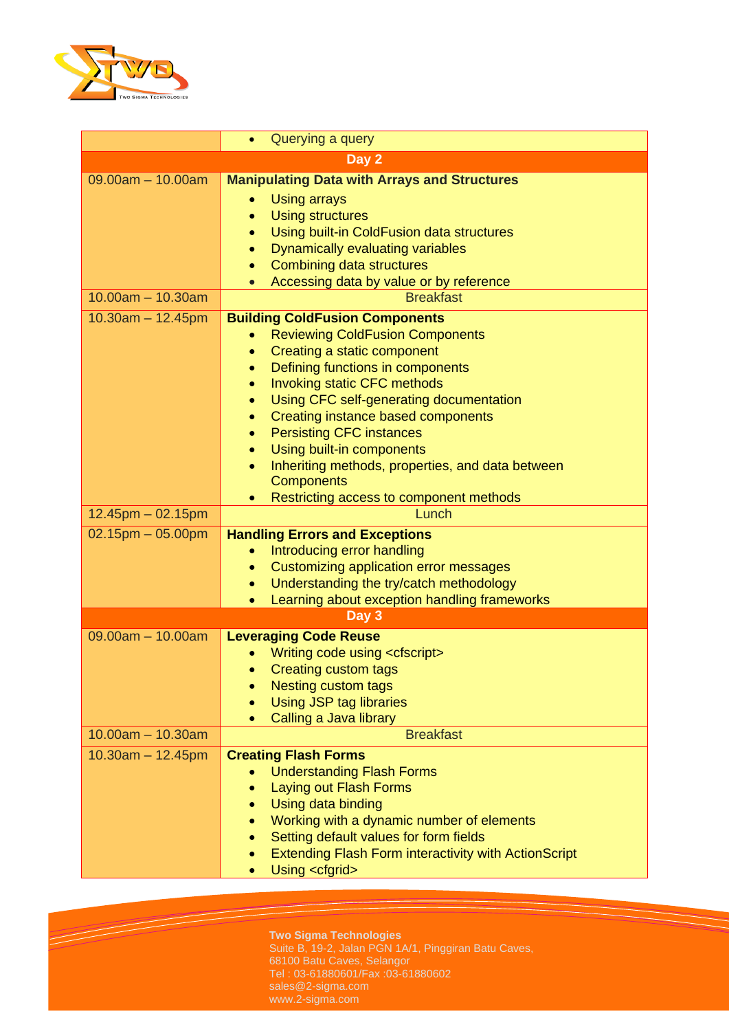| | |
|---|---|
| | • Querying a query |
| **Day 2** | |
| 09.00am – 10.00am | **Manipulating Data with Arrays and Structures**<br>• Using arrays<br>• Using structures<br>• Using built-in ColdFusion data structures<br>• Dynamically evaluating variables<br>• Combining data structures<br>• Accessing data by value or by reference |
| 10.00am – 10.30am | Breakfast |
| 10.30am – 12.45pm | **Building ColdFusion Components**<br>• Reviewing ColdFusion Components<br>• Creating a static component<br>• Defining functions in components<br>• Invoking static CFC methods<br>• Using CFC self-generating documentation<br>• Creating instance based components<br>• Persisting CFC instances<br>• Using built-in components<br>• Inheriting methods, properties, and data between Components<br>• Restricting access to component methods |
| 12.45pm – 02.15pm | Lunch |
| 02.15pm – 05.00pm | **Handling Errors and Exceptions**<br>• Introducing error handling<br>• Customizing application error messages<br>• Understanding the try/catch methodology<br>• Learning about exception handling frameworks |
| **Day 3** | |
| 09.00am – 10.00am | **Leveraging Code Reuse**<br>• Writing code using <cfscript><br>• Creating custom tags<br>• Nesting custom tags<br>• Using JSP tag libraries<br>• Calling a Java library |
| 10.00am – 10.30am | Breakfast |
| 10.30am – 12.45pm | **Creating Flash Forms**<br>• Understanding Flash Forms<br>• Laying out Flash Forms<br>• Using data binding<br>• Working with a dynamic number of elements<br>• Setting default values for form fields<br>• Extending Flash Form interactivity with ActionScript<br>• Using <cfgrid> |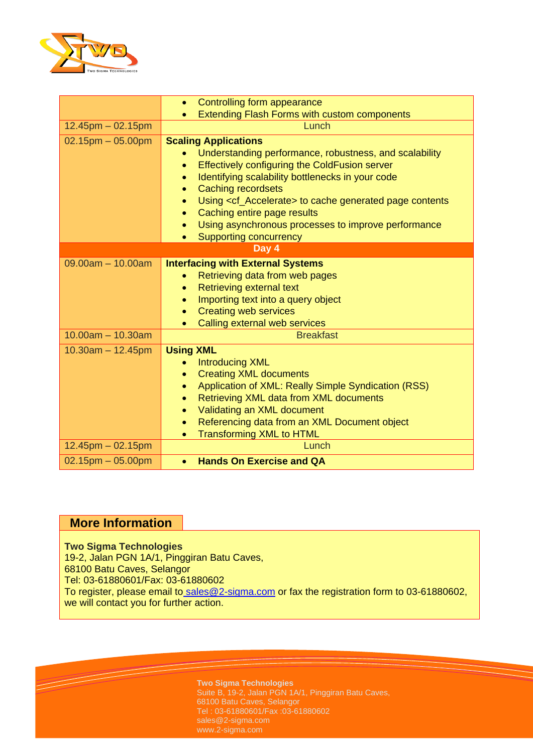| | |
|---|---|
| | • Controlling form appearance<br>• Extending Flash Forms with custom components |
| 12.45pm – 02.15pm | Lunch |
| 02.15pm – 05.00pm | **Scaling Applications**<br>• Understanding performance, robustness, and scalability<br>• Effectively configuring the ColdFusion server<br>• Identifying scalability bottlenecks in your code<br>• Caching recordsets<br>• Using <cf_Accelerate> to cache generated page contents<br>• Caching entire page results<br>• Using asynchronous processes to improve performance<br>• Supporting concurrency |
| **Day 4** | |
| 09.00am – 10.00am | **Interfacing with External Systems**<br>• Retrieving data from web pages<br>• Retrieving external text<br>• Importing text into a query object<br>• Creating web services<br>• Calling external web services |
| 10.00am – 10.30am | Breakfast |
| 10.30am – 12.45pm | **Using XML**<br>• Introducing XML<br>• Creating XML documents<br>• Application of XML: Really Simple Syndication (RSS)<br>• Retrieving XML data from XML documents<br>• Validating an XML document<br>• Referencing data from an XML Document object<br>• Transforming XML to HTML |
| 12.45pm – 02.15pm | Lunch |
| 02.15pm – 05.00pm | • **Hands On Exercise and QA** |

## More Information

**Two Sigma Technologies**
19-2, Jalan PGN 1A/1, Pinggiran Batu Caves,
68100 Batu Caves, Selangor
Tel: 03-61880601/Fax: 03-61880602
To register, please email to sales@2-sigma.com or fax the registration form to 03-61880602, we will contact you for further action.

**Two Sigma Technologies**
Suite B, 19-2, Jalan PGN 1A/1, Pinggiran Batu Caves,
68100 Batu Caves, Selangor
Tel : 03-61880601/Fax :03-61880602
sales@2-sigma.com
www.2-sigma.com